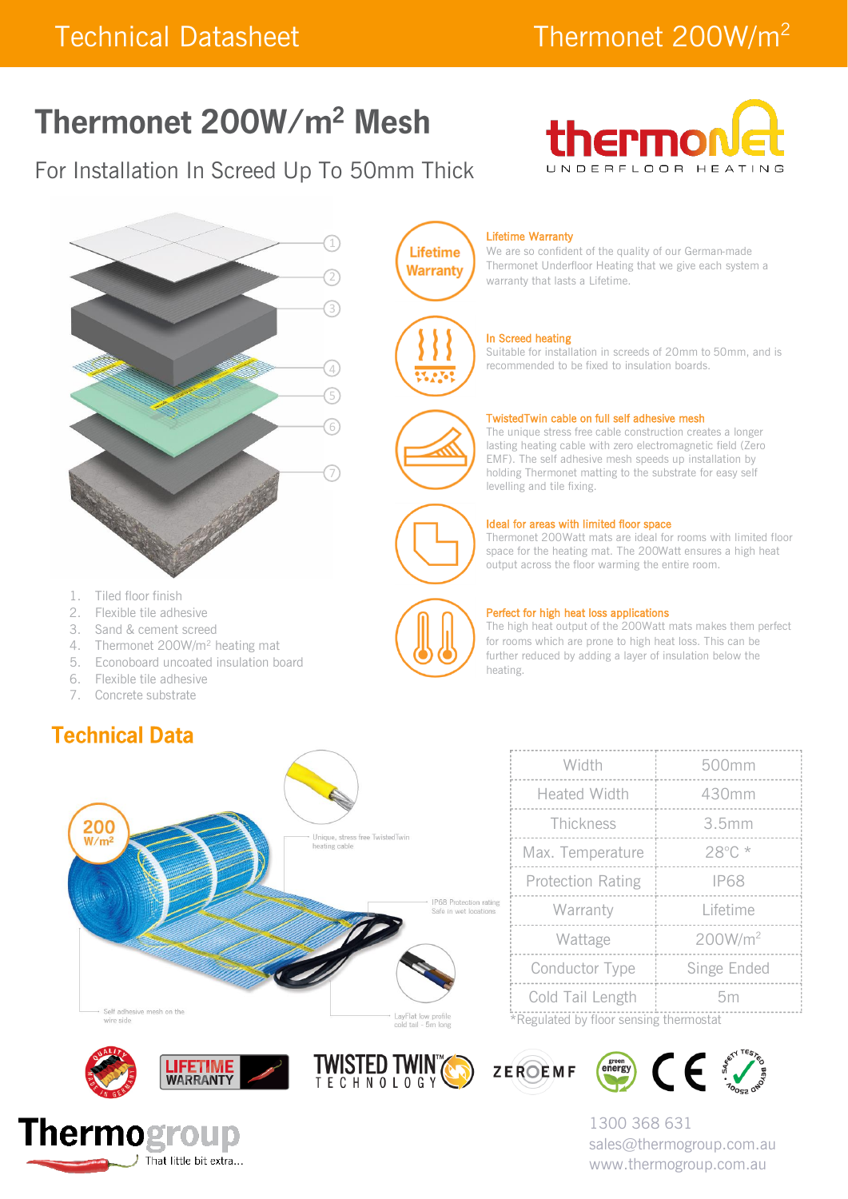# Thermonet 200W/m² Mesh

## For Installation In Screed Up To 50mm Thick

1. Tiled floor finish
2. Flexible tile adhesive
3. Sand & cement screed
4. Thermonet 200W/m² heating mat
5. Econoboard uncoated insulation board
6. Flexible tile adhesive
7. Concrete substrate

### Lifetime Warranty

We are so confident of the quality of our German-made Thermonet Underfloor Heating that we give each system a warranty that lasts a Lifetime.

### In Screed heating

Suitable for installation in screeds of 20mm to 50mm, and is recommended to be fixed to insulation boards.

### TwistedTwin cable on full self adhesive mesh

The unique stress free cable construction creates a longer lasting heating cable with zero electromagnetic field (Zero EMF). The self adhesive mesh speeds up installation by holding Thermonet matting to the substrate for easy self levelling and tile fixing.

### Ideal for areas with limited floor space

Thermonet 200Watt mats are ideal for rooms with limited floor space for the heating mat. The 200Watt ensures a high heat output across the floor warming the entire room.

### Perfect for high heat loss applications

The high heat output of the 200Watt mats makes them perfect for rooms which are prone to high heat loss. This can be further reduced by adding a layer of insulation below the heating.

## Technical Data

Unique, stress free TwistedTwin heating cable

IP68 Protection rating Safe in wet locations

Self adhesive mesh on the wire side

LayFlat low profile cold tail - 5m long

| | |
|---|---|
| Width | 500mm |
| Heated Width | 430mm |
| Thickness | 3.5mm |
| Max. Temperature | 28°C * |
| Protection Rating | IP68 |
| Warranty | Lifetime |
| Wattage | 200W/m² |
| Conductor Type | Singe Ended |
| Cold Tail Length | 5m |

*Regulated by floor sensing thermostat

Thermogroup – That little bit extra...

1300 368 631
sales@thermogroup.com.au
www.thermogroup.com.au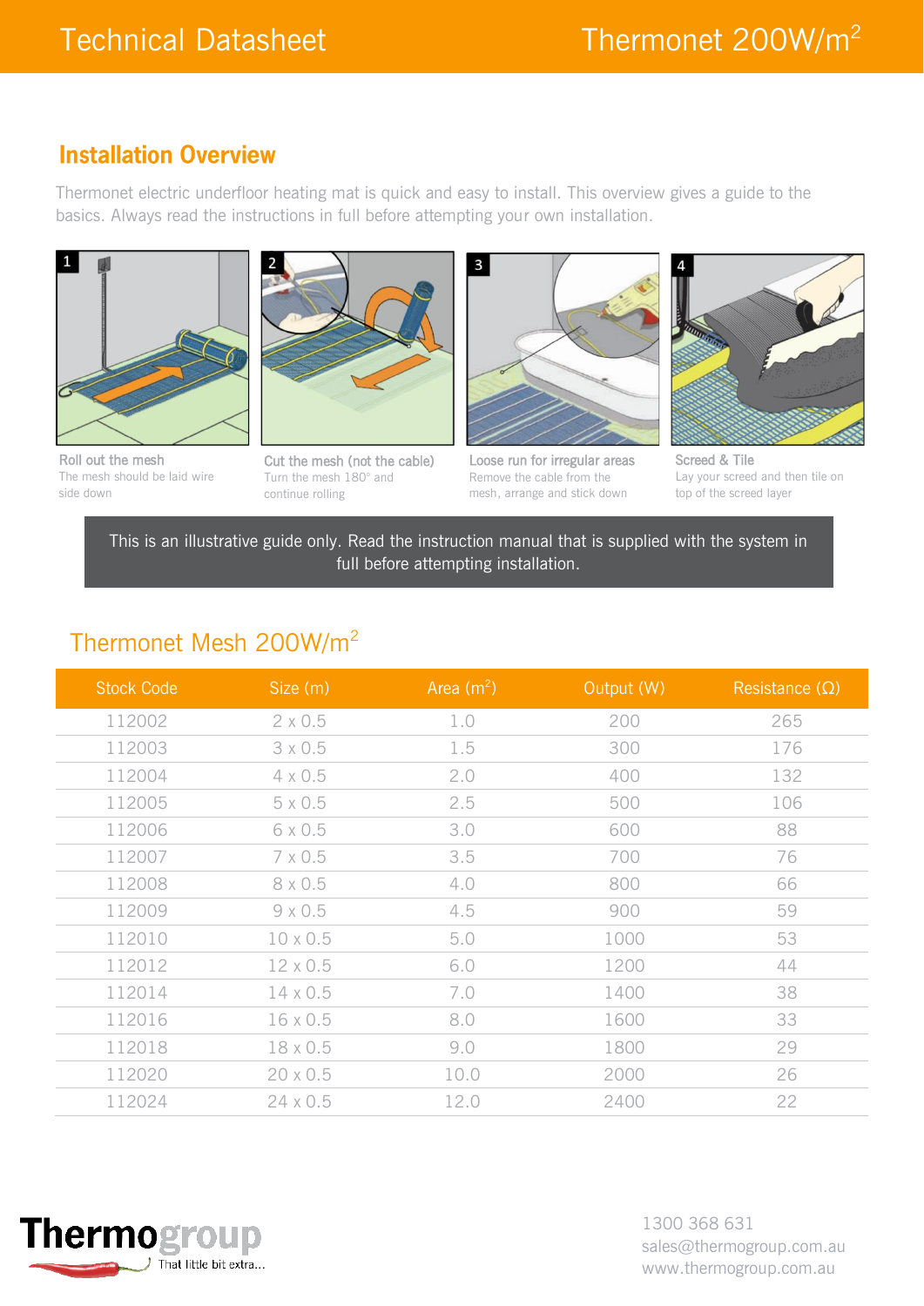# Technical Datasheet — Thermonet 200W/m$^2$

## Installation Overview

Thermonet electric underfloor heating mat is quick and easy to install. This overview gives a guide to the basics. Always read the instructions in full before attempting your own installation.

1. **Roll out the mesh** — The mesh should be laid wire side down
2. **Cut the mesh (not the cable)** — Turn the mesh 180° and continue rolling
3. **Loose run for irregular areas** — Remove the cable from the mesh, arrange and stick down
4. **Screed & Tile** — Lay your screed and then tile on top of the screed layer

This is an illustrative guide only. Read the instruction manual that is supplied with the system in full before attempting installation.

## Thermonet Mesh 200W/m$^2$

| Stock Code | Size (m) | Area (m$^2$) | Output (W) | Resistance (Ω) |
|---|---|---|---|---|
| 112002 | 2 x 0.5 | 1.0 | 200 | 265 |
| 112003 | 3 x 0.5 | 1.5 | 300 | 176 |
| 112004 | 4 x 0.5 | 2.0 | 400 | 132 |
| 112005 | 5 x 0.5 | 2.5 | 500 | 106 |
| 112006 | 6 x 0.5 | 3.0 | 600 | 88 |
| 112007 | 7 x 0.5 | 3.5 | 700 | 76 |
| 112008 | 8 x 0.5 | 4.0 | 800 | 66 |
| 112009 | 9 x 0.5 | 4.5 | 900 | 59 |
| 112010 | 10 x 0.5 | 5.0 | 1000 | 53 |
| 112012 | 12 x 0.5 | 6.0 | 1200 | 44 |
| 112014 | 14 x 0.5 | 7.0 | 1400 | 38 |
| 112016 | 16 x 0.5 | 8.0 | 1600 | 33 |
| 112018 | 18 x 0.5 | 9.0 | 1800 | 29 |
| 112020 | 20 x 0.5 | 10.0 | 2000 | 26 |
| 112024 | 24 x 0.5 | 12.0 | 2400 | 22 |

Thermogroup — That little bit extra...

1300 368 631
sales@thermogroup.com.au
www.thermogroup.com.au